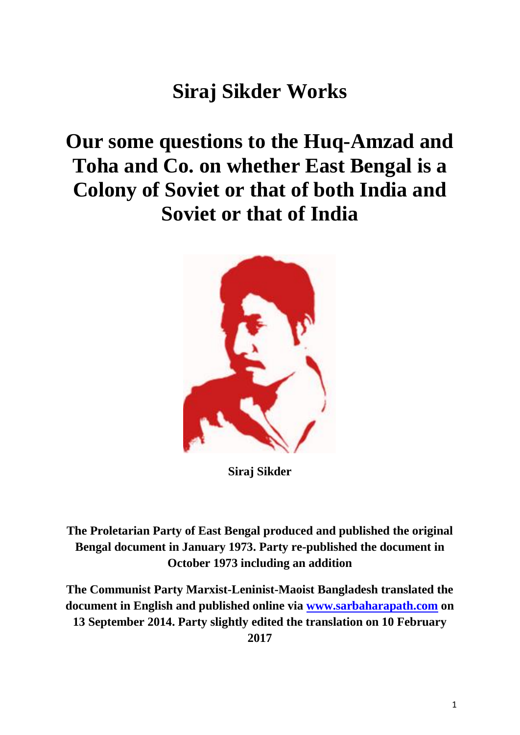# Siraj Sikder Works

# Our some questions to the Huq-Amzad and Toha and Co. on whether East Bengal is a Colony of Soviet or that of both India and Soviet or that of India

**Siraj Sikder**

**The Proletarian Party of East Bengal produced and published the original Bengal document in January 1973. Party re-published the document in October 1973 including an addition**

**The Communist Party Marxist-Leninist-Maoist Bangladesh translated the document in English and published online via [www.sarbaharapath.com](http://www.sarbaharapath.com) on 13 September 2014. Party slightly edited the translation on 10 February 2017**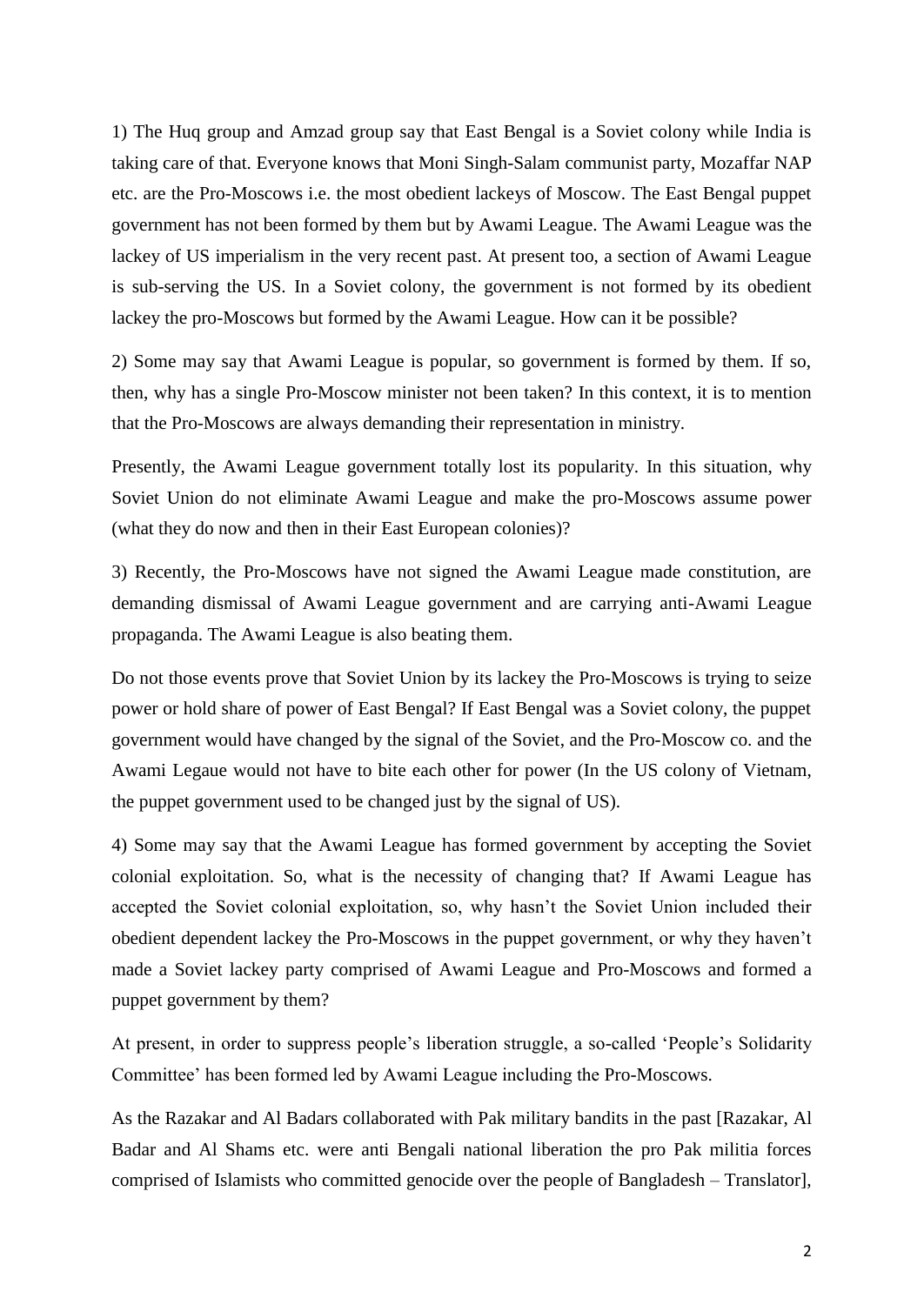1) The Huq group and Amzad group say that East Bengal is a Soviet colony while India is taking care of that. Everyone knows that Moni Singh-Salam communist party, Mozaffar NAP etc. are the Pro-Moscows i.e. the most obedient lackeys of Moscow. The East Bengal puppet government has not been formed by them but by Awami League. The Awami League was the lackey of US imperialism in the very recent past. At present too, a section of Awami League is sub-serving the US. In a Soviet colony, the government is not formed by its obedient lackey the pro-Moscows but formed by the Awami League. How can it be possible?

2) Some may say that Awami League is popular, so government is formed by them. If so, then, why has a single Pro-Moscow minister not been taken? In this context, it is to mention that the Pro-Moscows are always demanding their representation in ministry.

Presently, the Awami League government totally lost its popularity. In this situation, why Soviet Union do not eliminate Awami League and make the pro-Moscows assume power (what they do now and then in their East European colonies)?

3) Recently, the Pro-Moscows have not signed the Awami League made constitution, are demanding dismissal of Awami League government and are carrying anti-Awami League propaganda. The Awami League is also beating them.

Do not those events prove that Soviet Union by its lackey the Pro-Moscows is trying to seize power or hold share of power of East Bengal? If East Bengal was a Soviet colony, the puppet government would have changed by the signal of the Soviet, and the Pro-Moscow co. and the Awami Legaue would not have to bite each other for power (In the US colony of Vietnam, the puppet government used to be changed just by the signal of US).

4) Some may say that the Awami League has formed government by accepting the Soviet colonial exploitation. So, what is the necessity of changing that? If Awami League has accepted the Soviet colonial exploitation, so, why hasn't the Soviet Union included their obedient dependent lackey the Pro-Moscows in the puppet government, or why they haven't made a Soviet lackey party comprised of Awami League and Pro-Moscows and formed a puppet government by them?

At present, in order to suppress people's liberation struggle, a so-called 'People's Solidarity Committee' has been formed led by Awami League including the Pro-Moscows.

As the Razakar and Al Badars collaborated with Pak military bandits in the past [Razakar, Al Badar and Al Shams etc. were anti Bengali national liberation the pro Pak militia forces comprised of Islamists who committed genocide over the people of Bangladesh – Translator],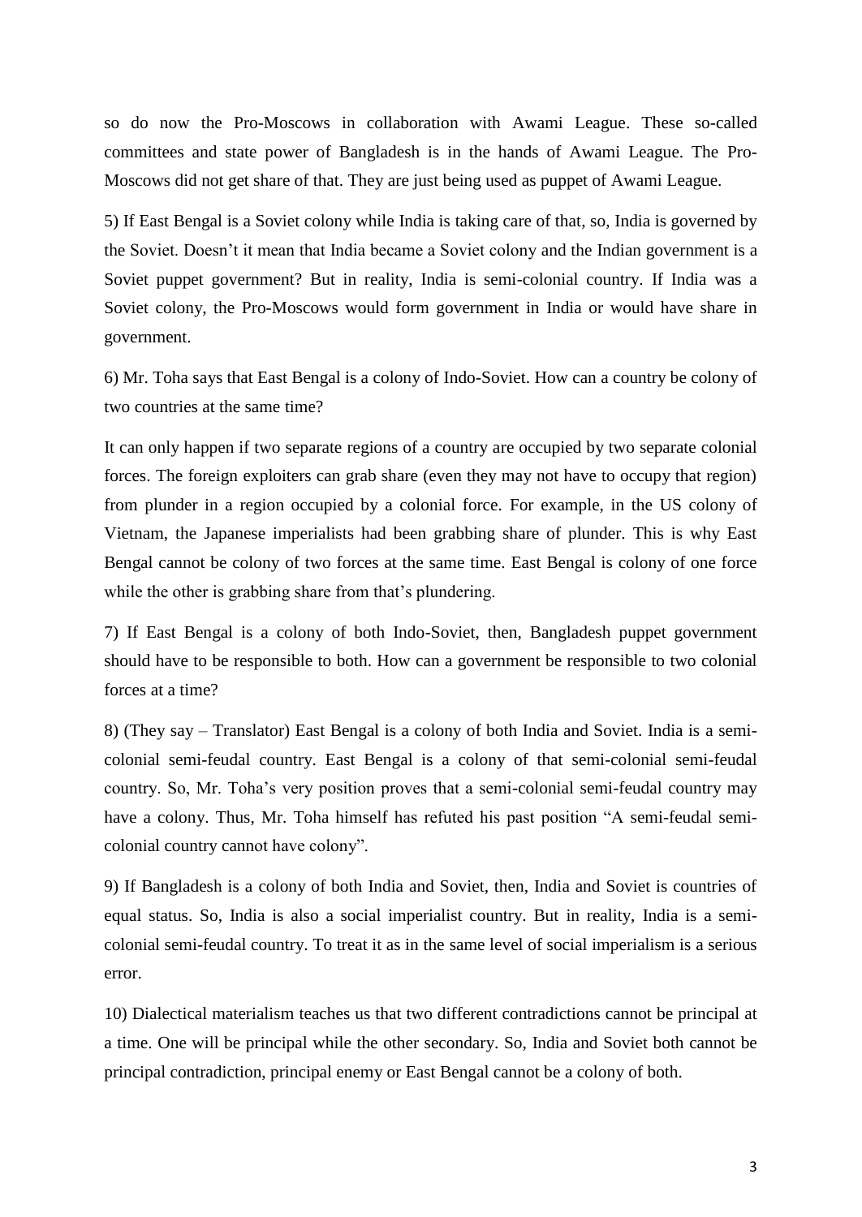so do now the Pro-Moscows in collaboration with Awami League. These so-called committees and state power of Bangladesh is in the hands of Awami League. The Pro-Moscows did not get share of that. They are just being used as puppet of Awami League.

5) If East Bengal is a Soviet colony while India is taking care of that, so, India is governed by the Soviet. Doesn't it mean that India became a Soviet colony and the Indian government is a Soviet puppet government? But in reality, India is semi-colonial country. If India was a Soviet colony, the Pro-Moscows would form government in India or would have share in government.

6) Mr. Toha says that East Bengal is a colony of Indo-Soviet. How can a country be colony of two countries at the same time?

It can only happen if two separate regions of a country are occupied by two separate colonial forces. The foreign exploiters can grab share (even they may not have to occupy that region) from plunder in a region occupied by a colonial force. For example, in the US colony of Vietnam, the Japanese imperialists had been grabbing share of plunder. This is why East Bengal cannot be colony of two forces at the same time. East Bengal is colony of one force while the other is grabbing share from that's plundering.

7) If East Bengal is a colony of both Indo-Soviet, then, Bangladesh puppet government should have to be responsible to both. How can a government be responsible to two colonial forces at a time?

8) (They say – Translator) East Bengal is a colony of both India and Soviet. India is a semi-colonial semi-feudal country. East Bengal is a colony of that semi-colonial semi-feudal country. So, Mr. Toha's very position proves that a semi-colonial semi-feudal country may have a colony. Thus, Mr. Toha himself has refuted his past position "A semi-feudal semi-colonial country cannot have colony".

9) If Bangladesh is a colony of both India and Soviet, then, India and Soviet is countries of equal status. So, India is also a social imperialist country. But in reality, India is a semi-colonial semi-feudal country. To treat it as in the same level of social imperialism is a serious error.

10) Dialectical materialism teaches us that two different contradictions cannot be principal at a time. One will be principal while the other secondary. So, India and Soviet both cannot be principal contradiction, principal enemy or East Bengal cannot be a colony of both.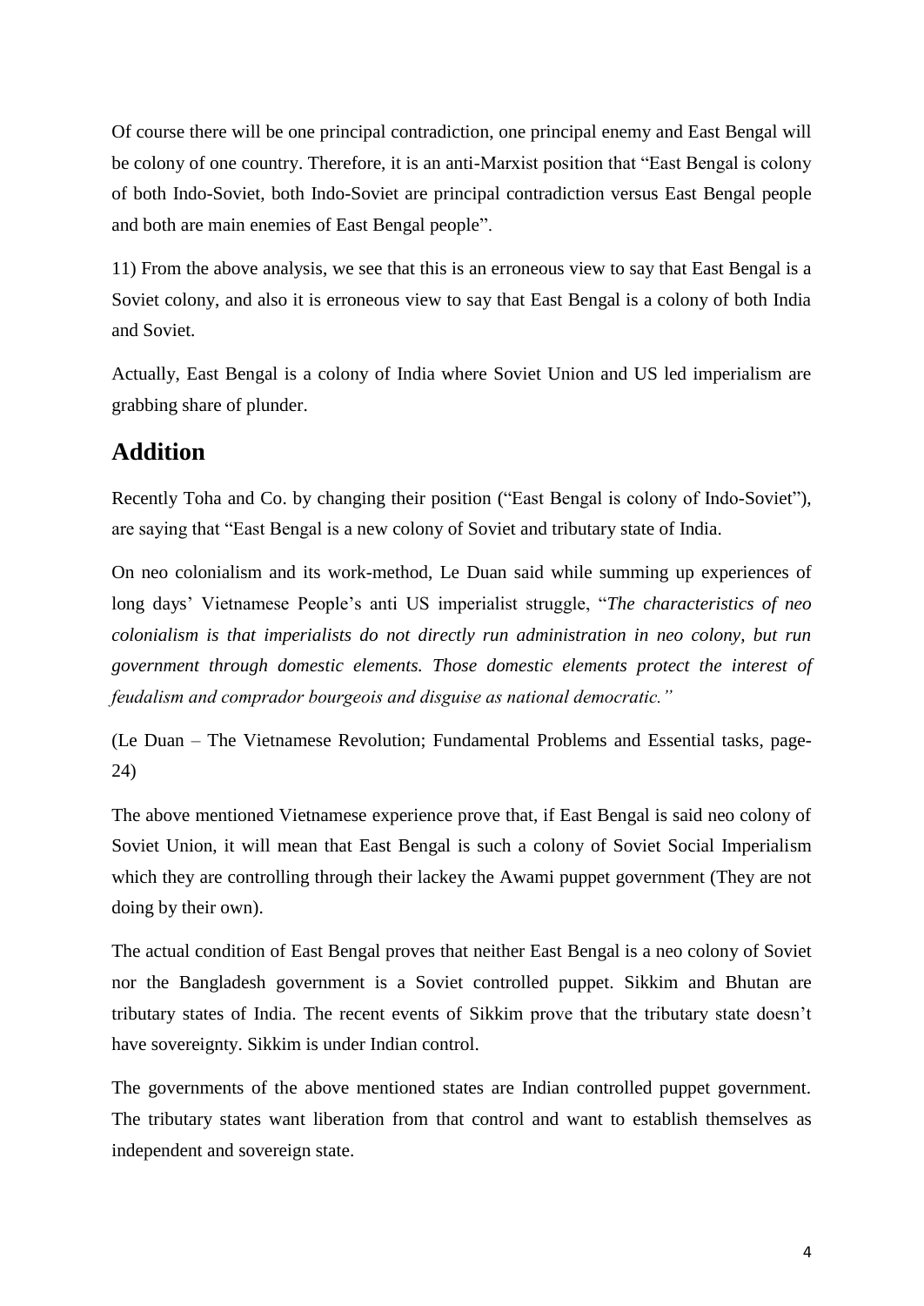Of course there will be one principal contradiction, one principal enemy and East Bengal will be colony of one country. Therefore, it is an anti-Marxist position that "East Bengal is colony of both Indo-Soviet, both Indo-Soviet are principal contradiction versus East Bengal people and both are main enemies of East Bengal people".

11) From the above analysis, we see that this is an erroneous view to say that East Bengal is a Soviet colony, and also it is erroneous view to say that East Bengal is a colony of both India and Soviet.

Actually, East Bengal is a colony of India where Soviet Union and US led imperialism are grabbing share of plunder.

## Addition

Recently Toha and Co. by changing their position ("East Bengal is colony of Indo-Soviet"), are saying that "East Bengal is a new colony of Soviet and tributary state of India.

On neo colonialism and its work-method, Le Duan said while summing up experiences of long days' Vietnamese People's anti US imperialist struggle, "*The characteristics of neo colonialism is that imperialists do not directly run administration in neo colony, but run government through domestic elements. Those domestic elements protect the interest of feudalism and comprador bourgeois and disguise as national democratic.*"

(Le Duan – The Vietnamese Revolution; Fundamental Problems and Essential tasks, page-24)

The above mentioned Vietnamese experience prove that, if East Bengal is said neo colony of Soviet Union, it will mean that East Bengal is such a colony of Soviet Social Imperialism which they are controlling through their lackey the Awami puppet government (They are not doing by their own).

The actual condition of East Bengal proves that neither East Bengal is a neo colony of Soviet nor the Bangladesh government is a Soviet controlled puppet. Sikkim and Bhutan are tributary states of India. The recent events of Sikkim prove that the tributary state doesn't have sovereignty. Sikkim is under Indian control.

The governments of the above mentioned states are Indian controlled puppet government. The tributary states want liberation from that control and want to establish themselves as independent and sovereign state.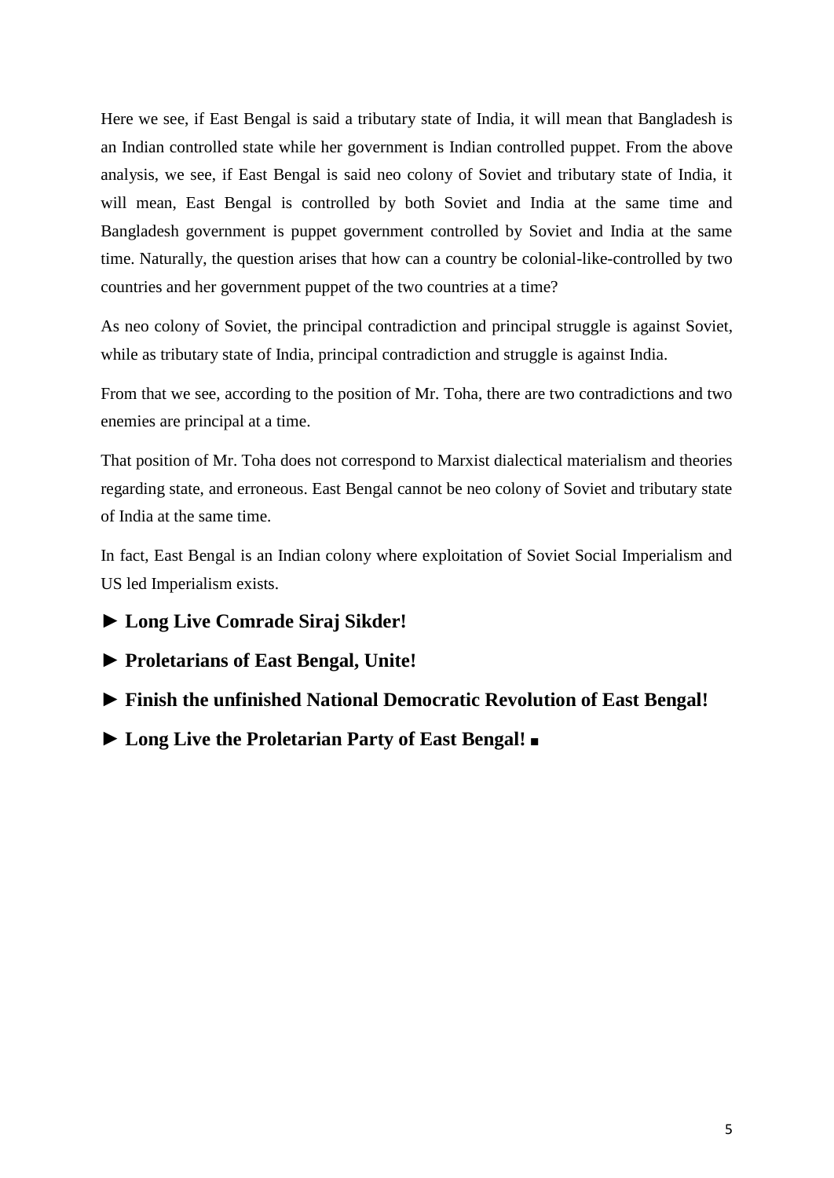Here we see, if East Bengal is said a tributary state of India, it will mean that Bangladesh is an Indian controlled state while her government is Indian controlled puppet. From the above analysis, we see, if East Bengal is said neo colony of Soviet and tributary state of India, it will mean, East Bengal is controlled by both Soviet and India at the same time and Bangladesh government is puppet government controlled by Soviet and India at the same time. Naturally, the question arises that how can a country be colonial-like-controlled by two countries and her government puppet of the two countries at a time?

As neo colony of Soviet, the principal contradiction and principal struggle is against Soviet, while as tributary state of India, principal contradiction and struggle is against India.

From that we see, according to the position of Mr. Toha, there are two contradictions and two enemies are principal at a time.

That position of Mr. Toha does not correspond to Marxist dialectical materialism and theories regarding state, and erroneous. East Bengal cannot be neo colony of Soviet and tributary state of India at the same time.

In fact, East Bengal is an Indian colony where exploitation of Soviet Social Imperialism and US led Imperialism exists.

► **Long Live Comrade Siraj Sikder!**

► **Proletarians of East Bengal, Unite!**

► **Finish the unfinished National Democratic Revolution of East Bengal!**

► **Long Live the Proletarian Party of East Bengal!** ■